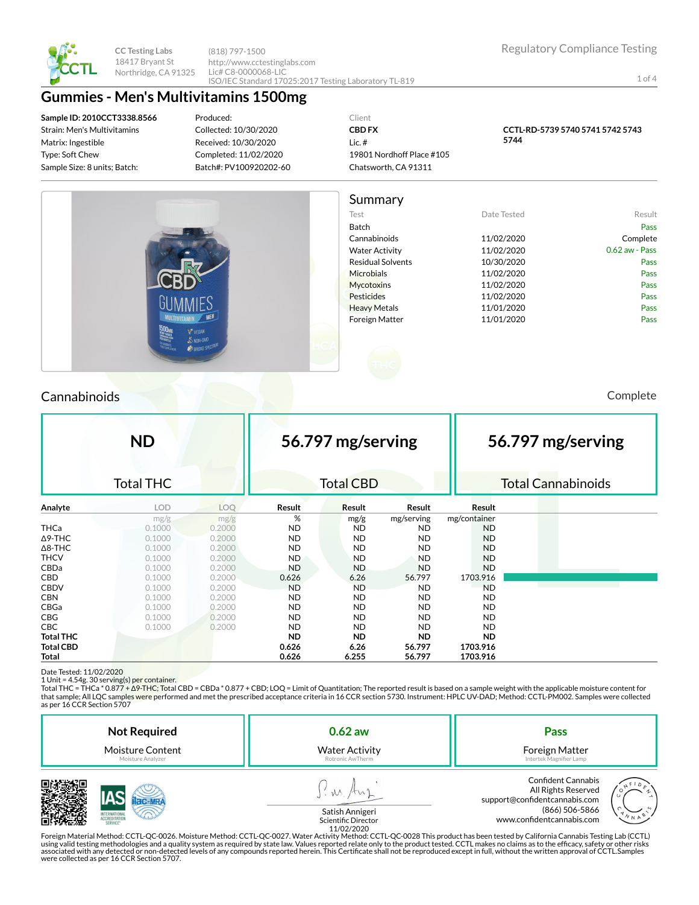CC Testing Labs
18417 Bryant St
Northridge, CA 91325

(818) 797-1500
http://www.cctestinglabs.com
Lic# C8-0000068-LIC
ISO/IEC Standard 17025:2017 Testing Laboratory TL-819

Regulatory Compliance Testing

# Gummies - Men's Multivitamins 1500mg

**Sample ID: 2010CCT3338.8566**
Strain: Men's Multivitamins
Matrix: Ingestible
Type: Soft Chew
Sample Size: 8 units; Batch:

Produced:
Collected: 10/30/2020
Received: 10/30/2020
Completed: 11/02/2020
Batch#: PV100920202-60

Client
**CBD FX**
Lic. #
19801 Nordhoff Place #105
Chatsworth, CA 91311

**CCTL-RD-5739 5740 5741 5742 5743 5744**

## Summary

| Test | Date Tested | Result |
|---|---|---|
| Batch | | Pass |
| Cannabinoids | 11/02/2020 | Complete |
| Water Activity | 11/02/2020 | 0.62 aw - Pass |
| Residual Solvents | 10/30/2020 | Pass |
| Microbials | 11/02/2020 | Pass |
| Mycotoxins | 11/02/2020 | Pass |
| Pesticides | 11/02/2020 | Pass |
| Heavy Metals | 11/01/2020 | Pass |
| Foreign Matter | 11/01/2020 | Pass |

## Cannabinoids

Complete

| ND | 56.797 mg/serving | 56.797 mg/serving |
|---|---|---|
| Total THC | Total CBD | Total Cannabinoids |

| Analyte | LOD | LOQ | Result | Result | Result | Result |
|---|---|---|---|---|---|---|
| | mg/g | mg/g | % | mg/g | mg/serving | mg/container |
| THCa | 0.1000 | 0.2000 | ND | ND | ND | ND |
| Δ9-THC | 0.1000 | 0.2000 | ND | ND | ND | ND |
| Δ8-THC | 0.1000 | 0.2000 | ND | ND | ND | ND |
| THCV | 0.1000 | 0.2000 | ND | ND | ND | ND |
| CBDa | 0.1000 | 0.2000 | ND | ND | ND | ND |
| CBD | 0.1000 | 0.2000 | 0.626 | 6.26 | 56.797 | 1703.916 |
| CBDV | 0.1000 | 0.2000 | ND | ND | ND | ND |
| CBN | 0.1000 | 0.2000 | ND | ND | ND | ND |
| CBGa | 0.1000 | 0.2000 | ND | ND | ND | ND |
| CBG | 0.1000 | 0.2000 | ND | ND | ND | ND |
| CBC | 0.1000 | 0.2000 | ND | ND | ND | ND |
| **Total THC** | | | **ND** | **ND** | **ND** | **ND** |
| **Total CBD** | | | **0.626** | **6.26** | **56.797** | **1703.916** |
| **Total** | | | **0.626** | **6.255** | **56.797** | **1703.916** |

Date Tested: 11/02/2020
1 Unit = 4.54g. 30 serving(s) per container.
Total THC = THCa * 0.877 + Δ9-THC; Total CBD = CBDa * 0.877 + CBD; LOQ = Limit of Quantitation; The reported result is based on a sample weight with the applicable moisture content for that sample; All LQC samples were performed and met the prescribed acceptance criteria in 16 CCR section 5730. Instrument: HPLC UV-DAD; Method: CCTL-PM002. Samples were collected as per 16 CCR Section 5707

| Not Required | 0.62 aw | Pass |
|---|---|---|
| Moisture Content | Water Activity | Foreign Matter |
| Moisture Analyzer | Rotronic AwTherm | Intertek Magnifier Lamp |

Satish Annigeri
Scientific Director
11/02/2020

Confident Cannabis
All Rights Reserved
support@confidentcannabis.com
(866) 506-5866
www.confidentcannabis.com

Foreign Material Method: CCTL-QC-0026. Moisture Method: CCTL-QC-0027. Water Activity Method: CCTL-QC-0028 This product has been tested by California Cannabis Testing Lab (CCTL) using valid testing methodologies and a quality system as required by state law. Values reported relate only to the product tested. CCTL makes no claims as to the efficacy, safety or other risks associated with any detected or non-detected levels of any compounds reported herein. This Certificate shall not be reproduced except in full, without the written approval of CCTL.Samples were collected as per 16 CCR Section 5707.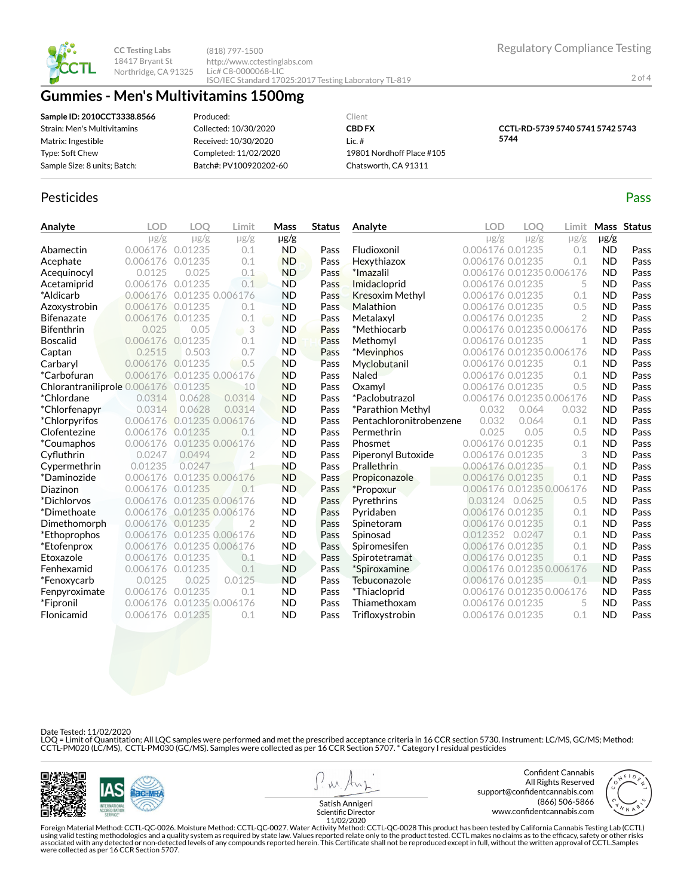CC Testing Labs
18417 Bryant St
Northridge, CA 91325

(818) 797-1500
http://www.cctestinglabs.com
Lic# C8-0000068-LIC
ISO/IEC Standard 17025:2017 Testing Laboratory TL-819

Regulatory Compliance Testing

# Gummies - Men's Multivitamins 1500mg

**Sample ID: 2010CCT3338.8566**
Strain: Men's Multivitamins
Matrix: Ingestible
Type: Soft Chew
Sample Size: 8 units; Batch:

Produced:
Collected: 10/30/2020
Received: 10/30/2020
Completed: 11/02/2020
Batch#: PV100920202-60

Client
**CBD FX**
Lic. #
19801 Nordhoff Place #105
Chatsworth, CA 91311

**CCTL-RD-5739 5740 5741 5742 5743 5744**

## Pesticides

Pass

| Analyte | LOD µg/g | LOQ µg/g | Limit µg/g | Mass µg/g | Status |
|---|---|---|---|---|---|
| Abamectin | 0.006176 | 0.01235 | 0.1 | ND | Pass |
| Acephate | 0.006176 | 0.01235 | 0.1 | ND | Pass |
| Acequinocyl | 0.0125 | 0.025 | 0.1 | ND | Pass |
| Acetamiprid | 0.006176 | 0.01235 | 0.1 | ND | Pass |
| *Aldicarb | 0.006176 | 0.01235 | 0.006176 | ND | Pass |
| Azoxystrobin | 0.006176 | 0.01235 | 0.1 | ND | Pass |
| Bifenazate | 0.006176 | 0.01235 | 0.1 | ND | Pass |
| Bifenthrin | 0.025 | 0.05 | 3 | ND | Pass |
| Boscalid | 0.006176 | 0.01235 | 0.1 | ND | Pass |
| Captan | 0.2515 | 0.503 | 0.7 | ND | Pass |
| Carbaryl | 0.006176 | 0.01235 | 0.5 | ND | Pass |
| *Carbofuran | 0.006176 | 0.01235 | 0.006176 | ND | Pass |
| Chlorantraniliprole | 0.006176 | 0.01235 | 10 | ND | Pass |
| *Chlordane | 0.0314 | 0.0628 | 0.0314 | ND | Pass |
| *Chlorfenapyr | 0.0314 | 0.0628 | 0.0314 | ND | Pass |
| *Chlorpyrifos | 0.006176 | 0.01235 | 0.006176 | ND | Pass |
| Clofentezine | 0.006176 | 0.01235 | 0.1 | ND | Pass |
| *Coumaphos | 0.006176 | 0.01235 | 0.006176 | ND | Pass |
| Cyfluthrin | 0.0247 | 0.0494 | 2 | ND | Pass |
| Cypermethrin | 0.01235 | 0.0247 | 1 | ND | Pass |
| *Daminozide | 0.006176 | 0.01235 | 0.006176 | ND | Pass |
| Diazinon | 0.006176 | 0.01235 | 0.1 | ND | Pass |
| *Dichlorvos | 0.006176 | 0.01235 | 0.006176 | ND | Pass |
| *Dimethoate | 0.006176 | 0.01235 | 0.006176 | ND | Pass |
| Dimethomorph | 0.006176 | 0.01235 | 2 | ND | Pass |
| *Ethoprophos | 0.006176 | 0.01235 | 0.006176 | ND | Pass |
| *Etofenprox | 0.006176 | 0.01235 | 0.006176 | ND | Pass |
| Etoxazole | 0.006176 | 0.01235 | 0.1 | ND | Pass |
| Fenhexamid | 0.006176 | 0.01235 | 0.1 | ND | Pass |
| *Fenoxycarb | 0.0125 | 0.025 | 0.0125 | ND | Pass |
| Fenpyroximate | 0.006176 | 0.01235 | 0.1 | ND | Pass |
| *Fipronil | 0.006176 | 0.01235 | 0.006176 | ND | Pass |
| Flonicamid | 0.006176 | 0.01235 | 0.1 | ND | Pass |
| Fludioxonil | 0.006176 | 0.01235 | 0.1 | ND | Pass |
| Hexythiazox | 0.006176 | 0.01235 | 0.1 | ND | Pass |
| *Imazalil | 0.006176 | 0.01235 | 0.006176 | ND | Pass |
| Imidacloprid | 0.006176 | 0.01235 | 5 | ND | Pass |
| Kresoxim Methyl | 0.006176 | 0.01235 | 0.1 | ND | Pass |
| Malathion | 0.006176 | 0.01235 | 0.5 | ND | Pass |
| Metalaxyl | 0.006176 | 0.01235 | 2 | ND | Pass |
| *Methiocarb | 0.006176 | 0.01235 | 0.006176 | ND | Pass |
| Methomyl | 0.006176 | 0.01235 | 1 | ND | Pass |
| *Mevinphos | 0.006176 | 0.01235 | 0.006176 | ND | Pass |
| Myclobutanil | 0.006176 | 0.01235 | 0.1 | ND | Pass |
| Naled | 0.006176 | 0.01235 | 0.1 | ND | Pass |
| Oxamyl | 0.006176 | 0.01235 | 0.5 | ND | Pass |
| *Paclobutrazol | 0.006176 | 0.01235 | 0.006176 | ND | Pass |
| *Parathion Methyl | 0.032 | 0.064 | 0.032 | ND | Pass |
| Pentachloronitrobenzene | 0.032 | 0.064 | 0.1 | ND | Pass |
| Permethrin | 0.025 | 0.05 | 0.5 | ND | Pass |
| Phosmet | 0.006176 | 0.01235 | 0.1 | ND | Pass |
| Piperonyl Butoxide | 0.006176 | 0.01235 | 3 | ND | Pass |
| Prallethrin | 0.006176 | 0.01235 | 0.1 | ND | Pass |
| Propiconazole | 0.006176 | 0.01235 | 0.1 | ND | Pass |
| *Propoxur | 0.006176 | 0.01235 | 0.006176 | ND | Pass |
| Pyrethrins | 0.03124 | 0.0625 | 0.5 | ND | Pass |
| Pyridaben | 0.006176 | 0.01235 | 0.1 | ND | Pass |
| Spinetoram | 0.006176 | 0.01235 | 0.1 | ND | Pass |
| Spinosad | 0.012352 | 0.0247 | 0.1 | ND | Pass |
| Spiromesifen | 0.006176 | 0.01235 | 0.1 | ND | Pass |
| Spirotetramat | 0.006176 | 0.01235 | 0.1 | ND | Pass |
| *Spiroxamine | 0.006176 | 0.01235 | 0.006176 | ND | Pass |
| Tebuconazole | 0.006176 | 0.01235 | 0.1 | ND | Pass |
| *Thiacloprid | 0.006176 | 0.01235 | 0.006176 | ND | Pass |
| Thiamethoxam | 0.006176 | 0.01235 | 5 | ND | Pass |
| Trifloxystrobin | 0.006176 | 0.01235 | 0.1 | ND | Pass |

Date Tested: 11/02/2020
LOQ = Limit of Quantitation; All LQC samples were performed and met the prescribed acceptance criteria in 16 CCR section 5730. Instrument: LC/MS, GC/MS; Method: CCTL-PM020 (LC/MS), CCTL-PM030 (GC/MS). Samples were collected as per 16 CCR Section 5707. * Category I residual pesticides

Satish Annigeri
Scientific Director
11/02/2020

Confident Cannabis
All Rights Reserved
support@confidentcannabis.com
(866) 506-5866
www.confidentcannabis.com

Foreign Material Method: CCTL-QC-0026. Moisture Method: CCTL-QC-0027. Water Activity Method: CCTL-QC-0028 This product has been tested by California Cannabis Testing Lab (CCTL) using valid testing methodologies and a quality system as required by state law. Values reported relate only to the product tested. CCTL makes no claims as to the efficacy, safety or other risks associated with any detected or non-detected levels of any compounds reported herein. This Certificate shall not be reproduced except in full, without the written approval of CCTL.Samples were collected as per 16 CCR Section 5707.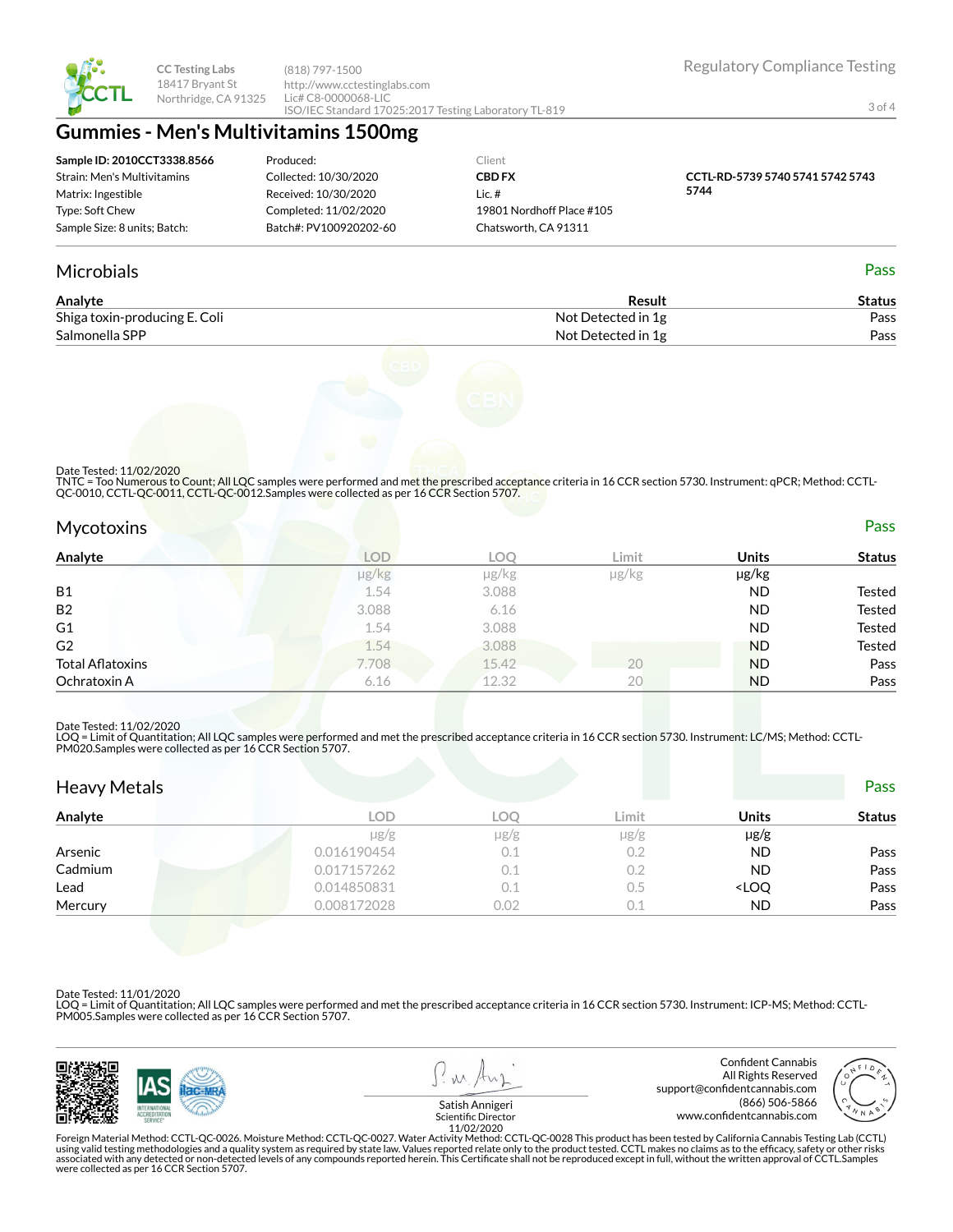CC Testing Labs
18417 Bryant St
Northridge, CA 91325

(818) 797-1500
http://www.cctestinglabs.com
Lic# C8-0000068-LIC
ISO/IEC Standard 17025:2017 Testing Laboratory TL-819

Regulatory Compliance Testing

# Gummies - Men's Multivitamins 1500mg

| | | | |
|---|---|---|---|
| **Sample ID: 2010CCT3338.8566** | Produced: | Client | **CCTL-RD-5739 5740 5741 5742 5743 5744** |
| Strain: Men's Multivitamins | Collected: 10/30/2020 | **CBD FX** | |
| Matrix: Ingestible | Received: 10/30/2020 | Lic. # | |
| Type: Soft Chew | Completed: 11/02/2020 | 19801 Nordhoff Place #105 | |
| Sample Size: 8 units; Batch: | Batch#: PV100920202-60 | Chatsworth, CA 91311 | |

## Microbials — Pass

| Analyte | Result | Status |
|---|---|---|
| Shiga toxin-producing E. Coli | Not Detected in 1g | Pass |
| Salmonella SPP | Not Detected in 1g | Pass |

Date Tested: 11/02/2020
TNTC = Too Numerous to Count; All LQC samples were performed and met the prescribed acceptance criteria in 16 CCR section 5730. Instrument: qPCR; Method: CCTL-QC-0010, CCTL-QC-0011, CCTL-QC-0012.Samples were collected as per 16 CCR Section 5707.

## Mycotoxins — Pass

| Analyte | LOD | LOQ | Limit | Units | Status |
|---|---|---|---|---|---|
| | μg/kg | μg/kg | μg/kg | μg/kg | |
| B1 | 1.54 | 3.088 | | ND | Tested |
| B2 | 3.088 | 6.16 | | ND | Tested |
| G1 | 1.54 | 3.088 | | ND | Tested |
| G2 | 1.54 | 3.088 | | ND | Tested |
| Total Aflatoxins | 7.708 | 15.42 | 20 | ND | Pass |
| Ochratoxin A | 6.16 | 12.32 | 20 | ND | Pass |

Date Tested: 11/02/2020
LOQ = Limit of Quantitation; All LQC samples were performed and met the prescribed acceptance criteria in 16 CCR section 5730. Instrument: LC/MS; Method: CCTL-PM020.Samples were collected as per 16 CCR Section 5707.

## Heavy Metals — Pass

| Analyte | LOD | LOQ | Limit | Units | Status |
|---|---|---|---|---|---|
| | μg/g | μg/g | μg/g | μg/g | |
| Arsenic | 0.016190454 | 0.1 | 0.2 | ND | Pass |
| Cadmium | 0.017157262 | 0.1 | 0.2 | ND | Pass |
| Lead | 0.014850831 | 0.1 | 0.5 | <LOQ | Pass |
| Mercury | 0.008172028 | 0.02 | 0.1 | ND | Pass |

Date Tested: 11/01/2020
LOQ = Limit of Quantitation; All LQC samples were performed and met the prescribed acceptance criteria in 16 CCR section 5730. Instrument: ICP-MS; Method: CCTL-PM005.Samples were collected as per 16 CCR Section 5707.

Satish Annigeri
Scientific Director
11/02/2020

Confident Cannabis
All Rights Reserved
support@confidentcannabis.com
(866) 506-5866
www.confidentcannabis.com

Foreign Material Method: CCTL-QC-0026. Moisture Method: CCTL-QC-0027. Water Activity Method: CCTL-QC-0028 This product has been tested by California Cannabis Testing Lab (CCTL) using valid testing methodologies and a quality system as required by state law. Values reported relate only to the product tested. CCTL makes no claims as to the efficacy, safety or other risks associated with any detected or non-detected levels of any compounds reported herein. This Certificate shall not be reproduced except in full, without the written approval of CCTL.Samples were collected as per 16 CCR Section 5707.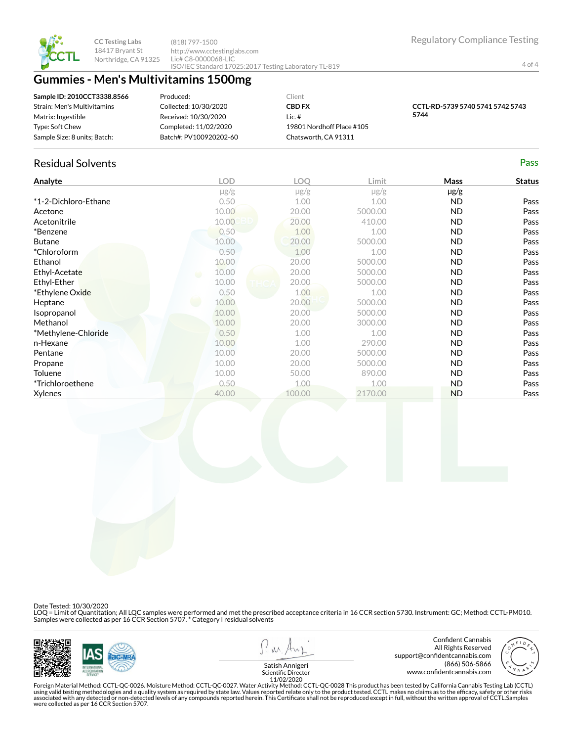CC Testing Labs
18417 Bryant St
Northridge, CA 91325

(818) 797-1500
http://www.cctestinglabs.com
Lic# C8-0000068-LIC
ISO/IEC Standard 17025:2017 Testing Laboratory TL-819

Regulatory Compliance Testing

# Gummies - Men's Multivitamins 1500mg

**Sample ID: 2010CCT3338.8566**
Strain: Men's Multivitamins
Matrix: Ingestible
Type: Soft Chew
Sample Size: 8 units; Batch:

Produced:
Collected: 10/30/2020
Received: 10/30/2020
Completed: 11/02/2020
Batch#: PV100920202-60

Client
**CBD FX**
Lic. #
19801 Nordhoff Place #105
Chatsworth, CA 91311

**CCTL-RD-5739 5740 5741 5742 5743 5744**

## Residual Solvents

Pass

| Analyte | LOD | LOQ | Limit | Mass | Status |
|---|---|---|---|---|---|
| | μg/g | μg/g | μg/g | μg/g | |
| *1-2-Dichloro-Ethane | 0.50 | 1.00 | 1.00 | ND | Pass |
| Acetone | 10.00 | 20.00 | 5000.00 | ND | Pass |
| Acetonitrile | 10.00 | 20.00 | 410.00 | ND | Pass |
| *Benzene | 0.50 | 1.00 | 1.00 | ND | Pass |
| Butane | 10.00 | 20.00 | 5000.00 | ND | Pass |
| *Chloroform | 0.50 | 1.00 | 1.00 | ND | Pass |
| Ethanol | 10.00 | 20.00 | 5000.00 | ND | Pass |
| Ethyl-Acetate | 10.00 | 20.00 | 5000.00 | ND | Pass |
| Ethyl-Ether | 10.00 | 20.00 | 5000.00 | ND | Pass |
| *Ethylene Oxide | 0.50 | 1.00 | 1.00 | ND | Pass |
| Heptane | 10.00 | 20.00 | 5000.00 | ND | Pass |
| Isopropanol | 10.00 | 20.00 | 5000.00 | ND | Pass |
| Methanol | 10.00 | 20.00 | 3000.00 | ND | Pass |
| *Methylene-Chloride | 0.50 | 1.00 | 1.00 | ND | Pass |
| n-Hexane | 10.00 | 1.00 | 290.00 | ND | Pass |
| Pentane | 10.00 | 20.00 | 5000.00 | ND | Pass |
| Propane | 10.00 | 20.00 | 5000.00 | ND | Pass |
| Toluene | 10.00 | 50.00 | 890.00 | ND | Pass |
| *Trichloroethene | 0.50 | 1.00 | 1.00 | ND | Pass |
| Xylenes | 40.00 | 100.00 | 2170.00 | ND | Pass |

Date Tested: 10/30/2020
LOQ = Limit of Quantitation; All LQC samples were performed and met the prescribed acceptance criteria in 16 CCR section 5730. Instrument: GC; Method: CCTL-PM010. Samples were collected as per 16 CCR Section 5707. * Category I residual solvents

Satish Annigeri
Scientific Director
11/02/2020

Confident Cannabis
All Rights Reserved
support@confidentcannabis.com
(866) 506-5866
www.confidentcannabis.com

Foreign Material Method: CCTL-QC-0026. Moisture Method: CCTL-QC-0027. Water Activity Method: CCTL-QC-0028 This product has been tested by California Cannabis Testing Lab (CCTL) using valid testing methodologies and a quality system as required by state law. Values reported relate only to the product tested. CCTL makes no claims as to the efficacy, safety or other risks associated with any detected or non-detected levels of any compounds reported herein. This Certificate shall not be reproduced except in full, without the written approval of CCTL.Samples were collected as per 16 CCR Section 5707.